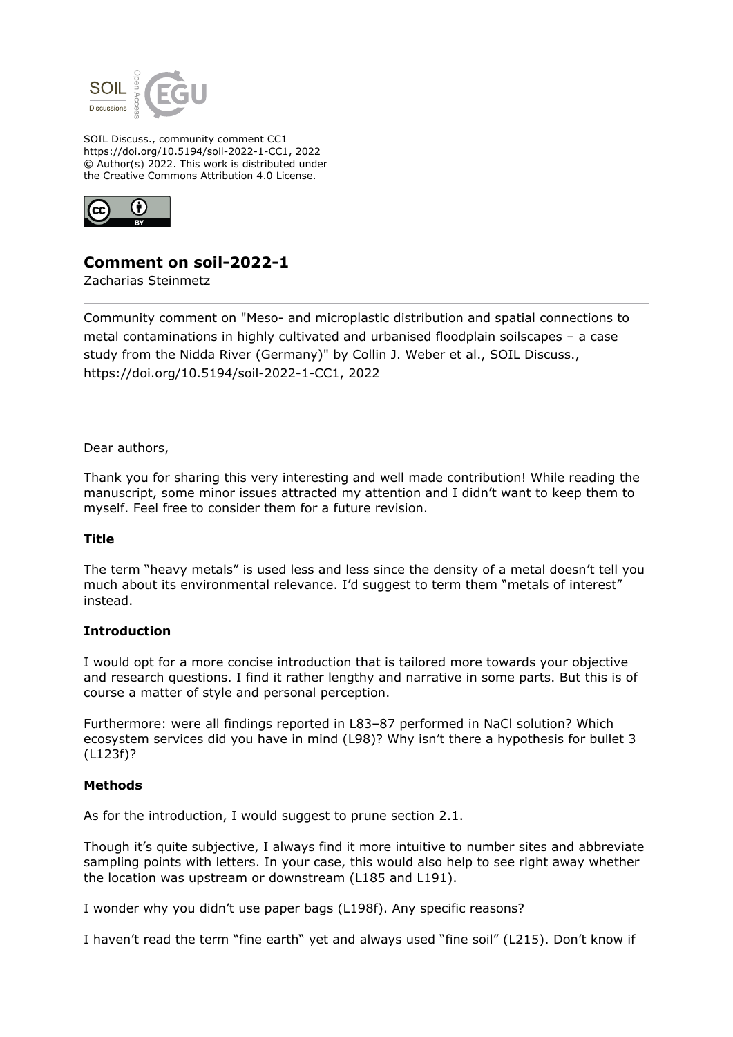SOIL Discuss., community comment CC1
https://doi.org/10.5194/soil-2022-1-CC1, 2022
© Author(s) 2022. This work is distributed under
the Creative Commons Attribution 4.0 License.

# Comment on soil-2022-1

Zacharias Steinmetz

Community comment on "Meso- and microplastic distribution and spatial connections to metal contaminations in highly cultivated and urbanised floodplain soilscapes – a case study from the Nidda River (Germany)" by Collin J. Weber et al., SOIL Discuss., https://doi.org/10.5194/soil-2022-1-CC1, 2022

Dear authors,

Thank you for sharing this very interesting and well made contribution! While reading the manuscript, some minor issues attracted my attention and I didn't want to keep them to myself. Feel free to consider them for a future revision.

**Title**

The term "heavy metals" is used less and less since the density of a metal doesn't tell you much about its environmental relevance. I'd suggest to term them "metals of interest" instead.

**Introduction**

I would opt for a more concise introduction that is tailored more towards your objective and research questions. I find it rather lengthy and narrative in some parts. But this is of course a matter of style and personal perception.

Furthermore: were all findings reported in L83–87 performed in NaCl solution? Which ecosystem services did you have in mind (L98)? Why isn't there a hypothesis for bullet 3 (L123f)?

**Methods**

As for the introduction, I would suggest to prune section 2.1.

Though it's quite subjective, I always find it more intuitive to number sites and abbreviate sampling points with letters. In your case, this would also help to see right away whether the location was upstream or downstream (L185 and L191).

I wonder why you didn't use paper bags (L198f). Any specific reasons?

I haven't read the term "fine earth" yet and always used "fine soil" (L215). Don't know if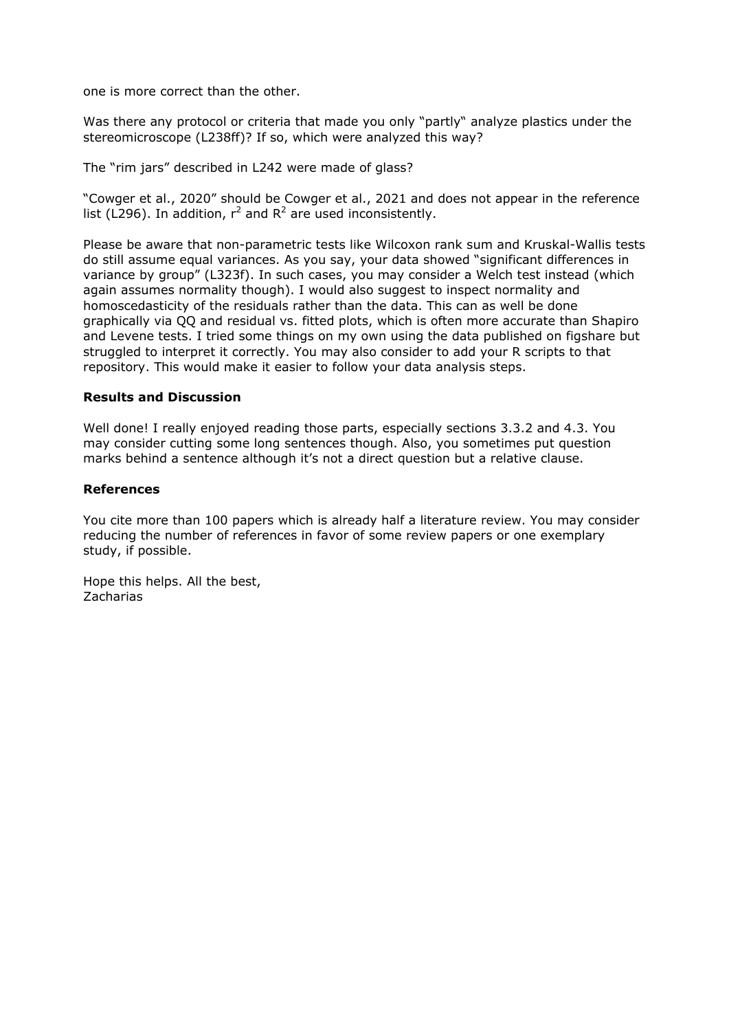one is more correct than the other.

Was there any protocol or criteria that made you only "partly" analyze plastics under the stereomicroscope (L238ff)? If so, which were analyzed this way?

The "rim jars" described in L242 were made of glass?

"Cowger et al., 2020" should be Cowger et al., 2021 and does not appear in the reference list (L296). In addition, $r^2$ and $R^2$ are used inconsistently.

Please be aware that non-parametric tests like Wilcoxon rank sum and Kruskal-Wallis tests do still assume equal variances. As you say, your data showed "significant differences in variance by group" (L323f). In such cases, you may consider a Welch test instead (which again assumes normality though). I would also suggest to inspect normality and homoscedasticity of the residuals rather than the data. This can as well be done graphically via QQ and residual vs. fitted plots, which is often more accurate than Shapiro and Levene tests. I tried some things on my own using the data published on figshare but struggled to interpret it correctly. You may also consider to add your R scripts to that repository. This would make it easier to follow your data analysis steps.

**Results and Discussion**

Well done! I really enjoyed reading those parts, especially sections 3.3.2 and 4.3. You may consider cutting some long sentences though. Also, you sometimes put question marks behind a sentence although it's not a direct question but a relative clause.

**References**

You cite more than 100 papers which is already half a literature review. You may consider reducing the number of references in favor of some review papers or one exemplary study, if possible.

Hope this helps. All the best,
Zacharias